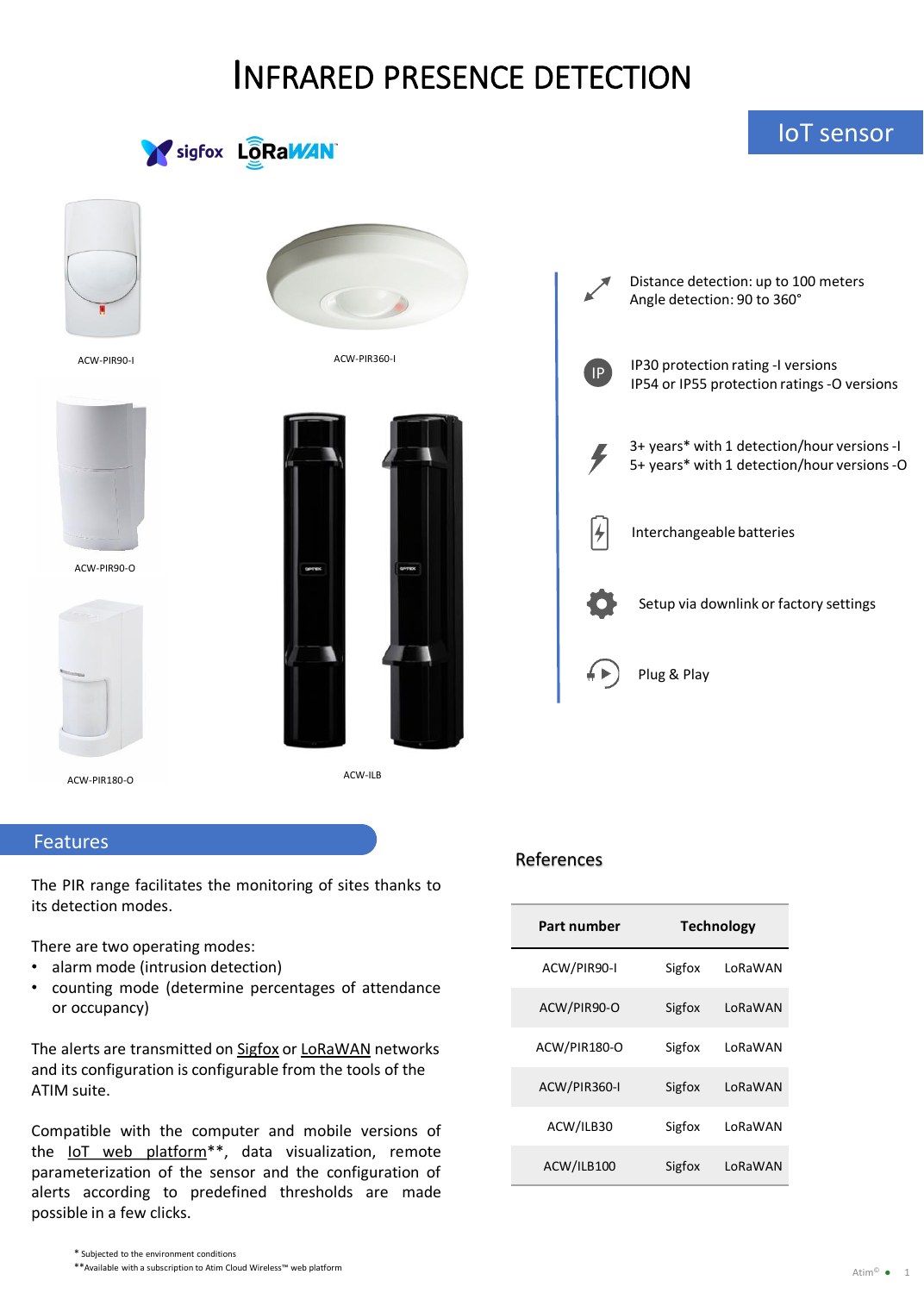# INFRARED PRESENCE DETECTION

IoT sensor

sigfox LoRaWAN

ACW-PIR90-I

ACW-PIR360-I

ACW-PIR90-O

ACW-PIR180-O

ACW-ILB

Distance detection: up to 100 meters
Angle detection: 90 to 360°

IP30 protection rating -I versions
IP54 or IP55 protection ratings -O versions

3+ years* with 1 detection/hour versions -I
5+ years* with 1 detection/hour versions -O

Interchangeable batteries

Setup via downlink or factory settings

Plug & Play

## Features

The PIR range facilitates the monitoring of sites thanks to its detection modes.

There are two operating modes:

- alarm mode (intrusion detection)
- counting mode (determine percentages of attendance or occupancy)

The alerts are transmitted on Sigfox or LoRaWAN networks and its configuration is configurable from the tools of the ATIM suite.

Compatible with the computer and mobile versions of the IoT web platform**, data visualization, remote parameterization of the sensor and the configuration of alerts according to predefined thresholds are made possible in a few clicks.

## References

| Part number | Technology | |
|---|---|---|
| ACW/PIR90-I | Sigfox | LoRaWAN |
| ACW/PIR90-O | Sigfox | LoRaWAN |
| ACW/PIR180-O | Sigfox | LoRaWAN |
| ACW/PIR360-I | Sigfox | LoRaWAN |
| ACW/ILB30 | Sigfox | LoRaWAN |
| ACW/ILB100 | Sigfox | LoRaWAN |

\* Subjected to the environment conditions
\*\*Available with a subscription to Atim Cloud Wireless™ web platform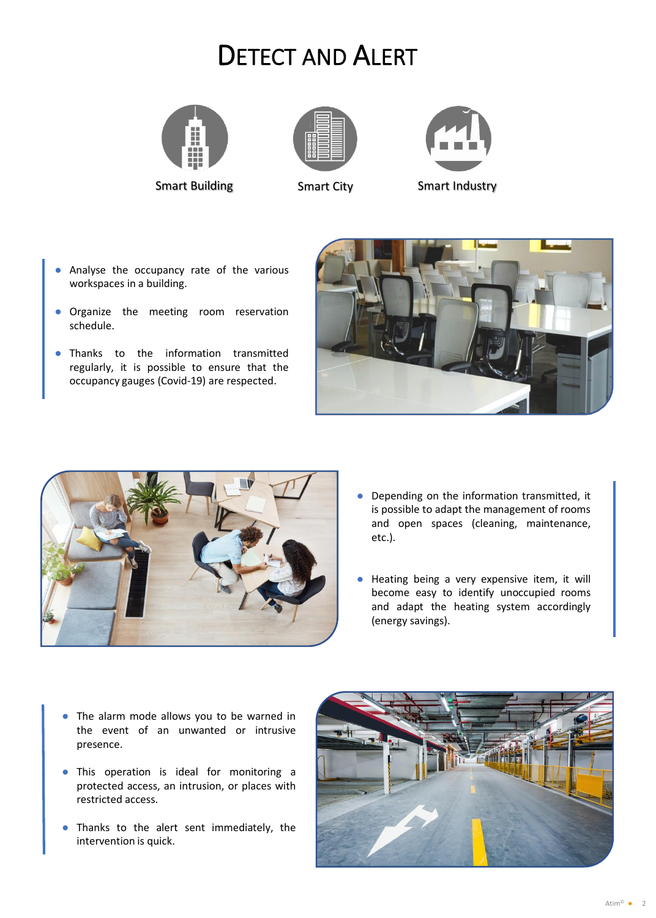# Detect and Alert

Smart Building

Smart City

Smart Industry

- Analyse the occupancy rate of the various workspaces in a building.
- Organize the meeting room reservation schedule.
- Thanks to the information transmitted regularly, it is possible to ensure that the occupancy gauges (Covid-19) are respected.

- Depending on the information transmitted, it is possible to adapt the management of rooms and open spaces (cleaning, maintenance, etc.).
- Heating being a very expensive item, it will become easy to identify unoccupied rooms and adapt the heating system accordingly (energy savings).

- The alarm mode allows you to be warned in the event of an unwanted or intrusive presence.
- This operation is ideal for monitoring a protected access, an intrusion, or places with restricted access.
- Thanks to the alert sent immediately, the intervention is quick.